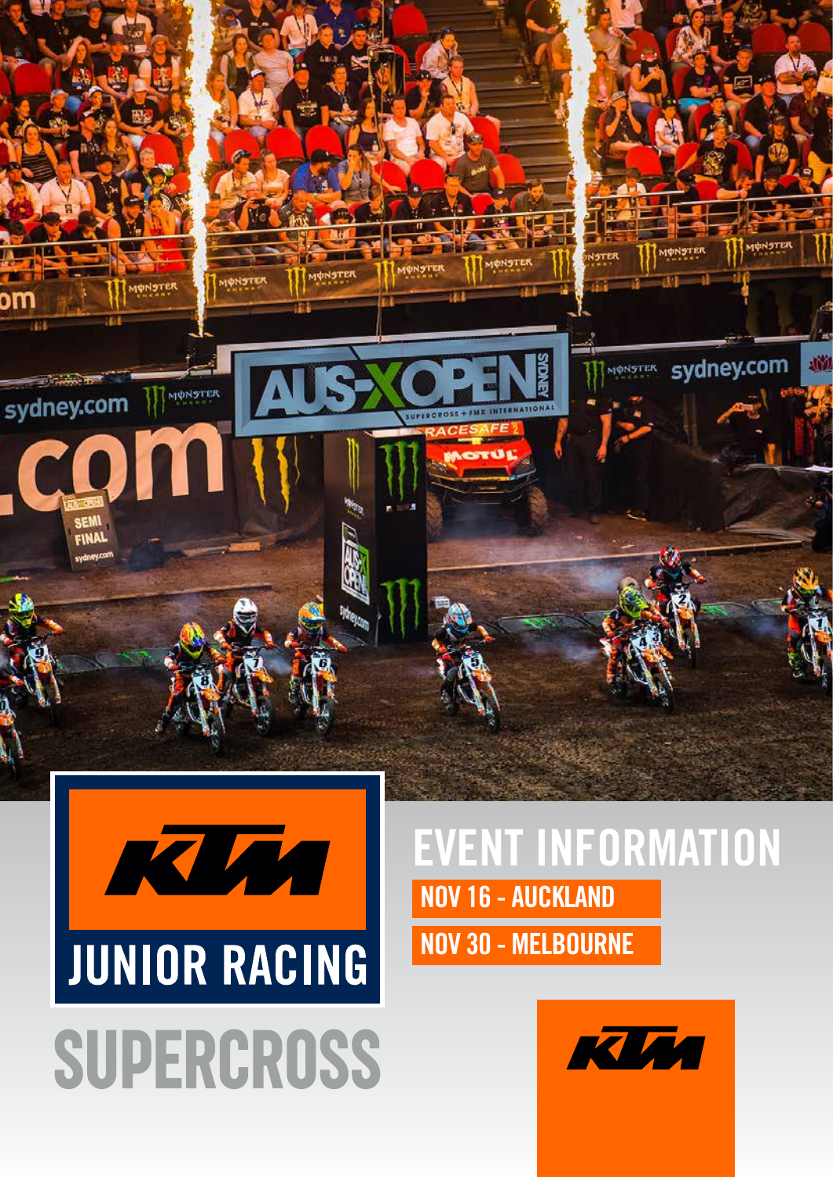# KTM JUNIOR RACING

# SUPERCROSS

## EVENT INFORMATION

**NOV 16 - AUCKLAND**

**NOV 30 - MELBOURNE**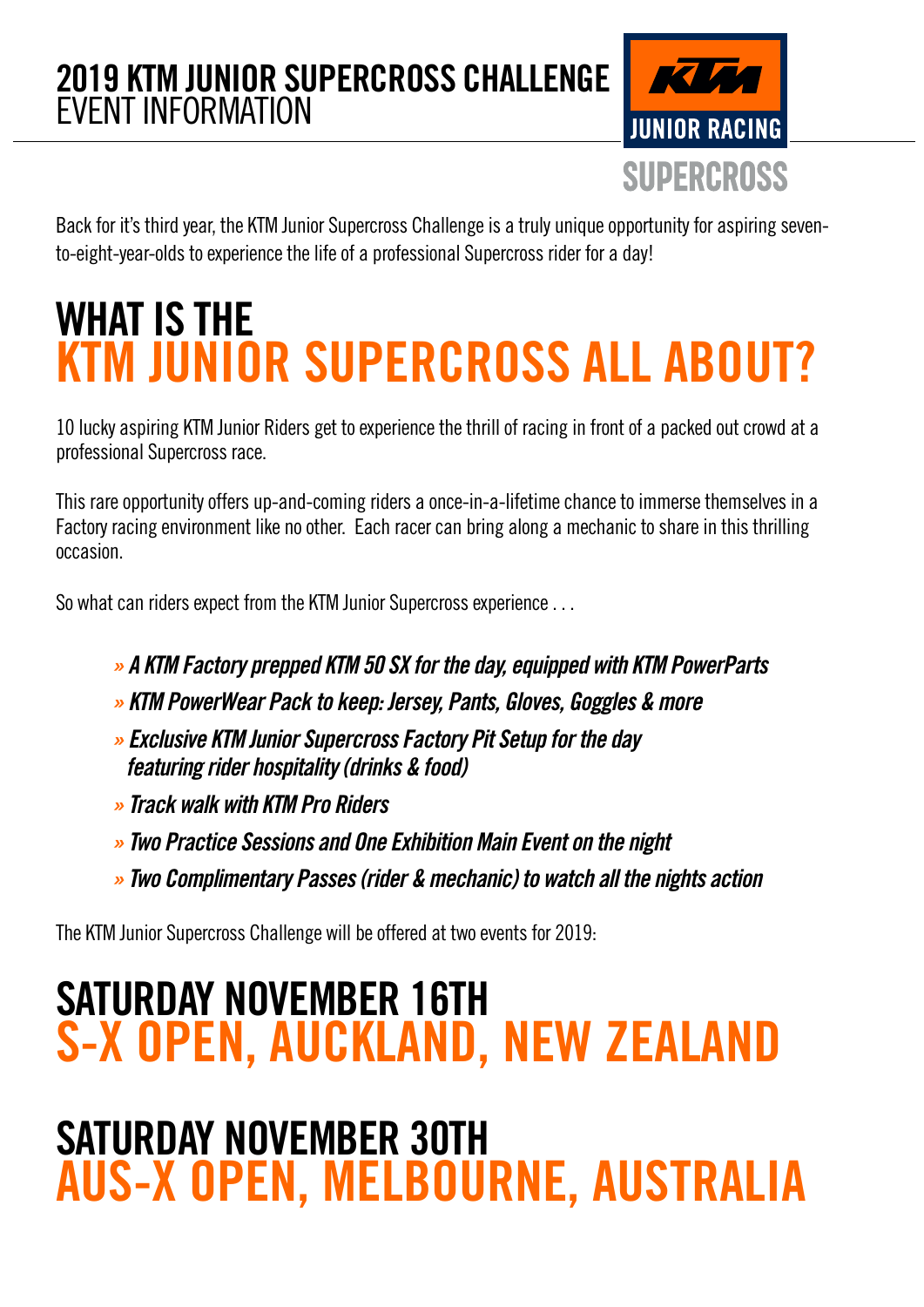# 2019 KTM JUNIOR SUPERCROSS CHALLENGE
EVENT INFORMATION

JUNIOR RACING
SUPERCROSS

Back for it's third year, the KTM Junior Supercross Challenge is a truly unique opportunity for aspiring seven-to-eight-year-olds to experience the life of a professional Supercross rider for a day!

## WHAT IS THE KTM JUNIOR SUPERCROSS ALL ABOUT?

10 lucky aspiring KTM Junior Riders get to experience the thrill of racing in front of a packed out crowd at a professional Supercross race.

This rare opportunity offers up-and-coming riders a once-in-a-lifetime chance to immerse themselves in a Factory racing environment like no other. Each racer can bring along a mechanic to share in this thrilling occasion.

So what can riders expect from the KTM Junior Supercross experience . . .

- ***A KTM Factory prepped KTM 50 SX for the day, equipped with KTM PowerParts***
- ***KTM PowerWear Pack to keep: Jersey, Pants, Gloves, Goggles & more***
- ***Exclusive KTM Junior Supercross Factory Pit Setup for the day featuring rider hospitality (drinks & food)***
- ***Track walk with KTM Pro Riders***
- ***Two Practice Sessions and One Exhibition Main Event on the night***
- ***Two Complimentary Passes (rider & mechanic) to watch all the nights action***

The KTM Junior Supercross Challenge will be offered at two events for 2019:

## SATURDAY NOVEMBER 16TH S-X OPEN, AUCKLAND, NEW ZEALAND

## SATURDAY NOVEMBER 30TH AUS-X OPEN, MELBOURNE, AUSTRALIA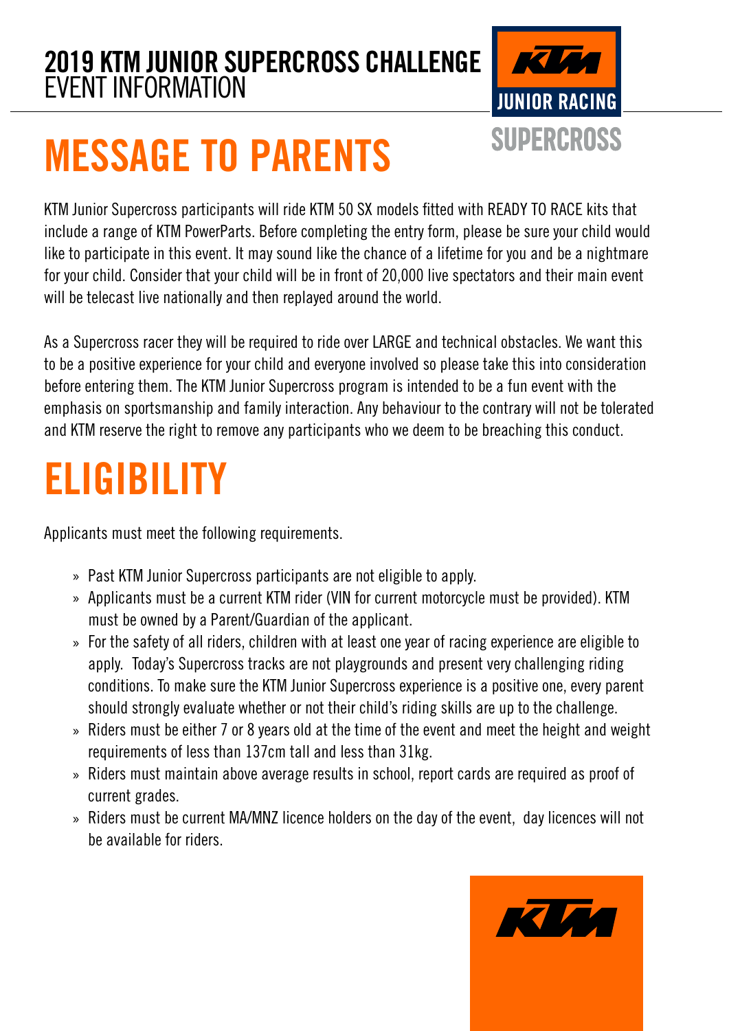# 2019 KTM JUNIOR SUPERCROSS CHALLENGE
EVENT INFORMATION

KTM JUNIOR RACING SUPERCROSS

## MESSAGE TO PARENTS

KTM Junior Supercross participants will ride KTM 50 SX models fitted with READY TO RACE kits that include a range of KTM PowerParts. Before completing the entry form, please be sure your child would like to participate in this event. It may sound like the chance of a lifetime for you and be a nightmare for your child. Consider that your child will be in front of 20,000 live spectators and their main event will be telecast live nationally and then replayed around the world.

As a Supercross racer they will be required to ride over LARGE and technical obstacles. We want this to be a positive experience for your child and everyone involved so please take this into consideration before entering them. The KTM Junior Supercross program is intended to be a fun event with the emphasis on sportsmanship and family interaction. Any behaviour to the contrary will not be tolerated and KTM reserve the right to remove any participants who we deem to be breaching this conduct.

## ELIGIBILITY

Applicants must meet the following requirements.

- Past KTM Junior Supercross participants are not eligible to apply.
- Applicants must be a current KTM rider (VIN for current motorcycle must be provided). KTM must be owned by a Parent/Guardian of the applicant.
- For the safety of all riders, children with at least one year of racing experience are eligible to apply. Today's Supercross tracks are not playgrounds and present very challenging riding conditions. To make sure the KTM Junior Supercross experience is a positive one, every parent should strongly evaluate whether or not their child's riding skills are up to the challenge.
- Riders must be either 7 or 8 years old at the time of the event and meet the height and weight requirements of less than 137cm tall and less than 31kg.
- Riders must maintain above average results in school, report cards are required as proof of current grades.
- Riders must be current MA/MNZ licence holders on the day of the event, day licences will not be available for riders.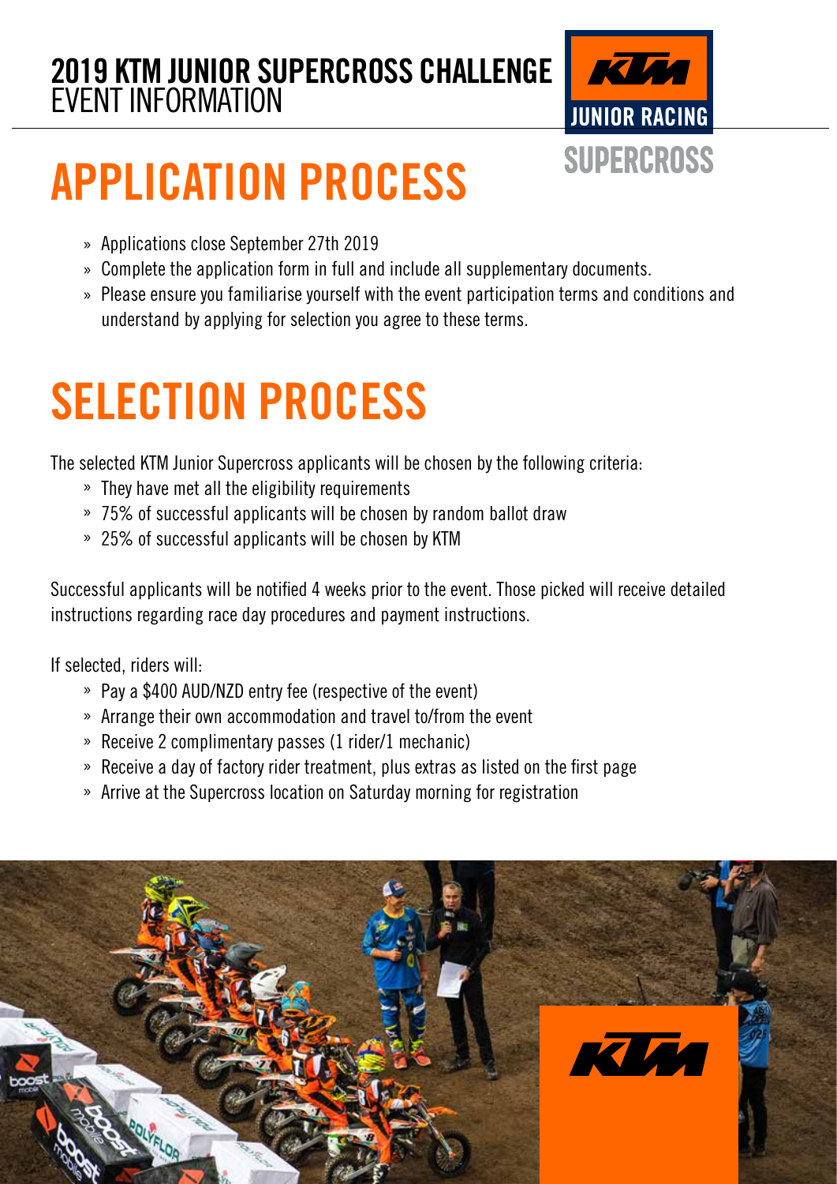**2019 KTM JUNIOR SUPERCROSS CHALLENGE**
EVENT INFORMATION

KTM JUNIOR RACING SUPERCROSS

# APPLICATION PROCESS

- Applications close September 27th 2019
- Complete the application form in full and include all supplementary documents.
- Please ensure you familiarise yourself with the event participation terms and conditions and understand by applying for selection you agree to these terms.

# SELECTION PROCESS

The selected KTM Junior Supercross applicants will be chosen by the following criteria:

- They have met all the eligibility requirements
- 75% of successful applicants will be chosen by random ballot draw
- 25% of successful applicants will be chosen by KTM

Successful applicants will be notified 4 weeks prior to the event. Those picked will receive detailed instructions regarding race day procedures and payment instructions.

If selected, riders will:

- Pay a $400 AUD/NZD entry fee (respective of the event)
- Arrange their own accommodation and travel to/from the event
- Receive 2 complimentary passes (1 rider/1 mechanic)
- Receive a day of factory rider treatment, plus extras as listed on the first page
- Arrive at the Supercross location on Saturday morning for registration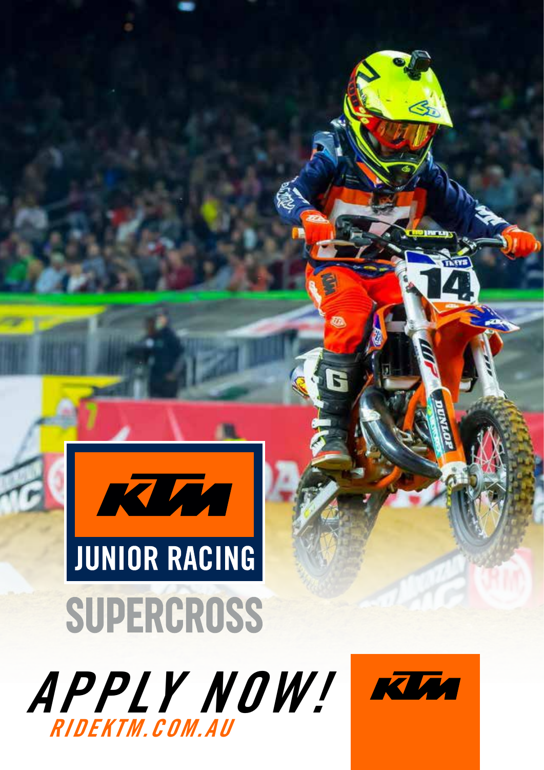KTM

JUNIOR RACING

SUPERCROSS

*APPLY NOW!*

*RIDEKTM.COM.AU*

KTM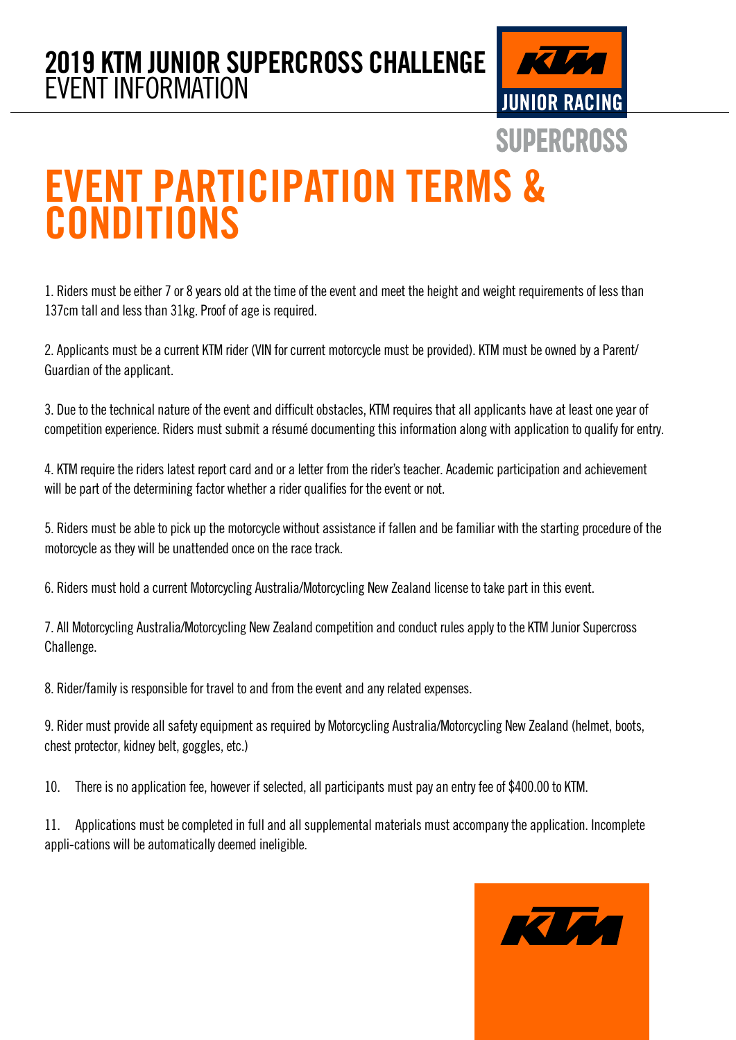# 2019 KTM JUNIOR SUPERCROSS CHALLENGE
EVENT INFORMATION

# EVENT PARTICIPATION TERMS & CONDITIONS

1. Riders must be either 7 or 8 years old at the time of the event and meet the height and weight requirements of less than 137cm tall and less than 31kg. Proof of age is required.

2. Applicants must be a current KTM rider (VIN for current motorcycle must be provided). KTM must be owned by a Parent/Guardian of the applicant.

3. Due to the technical nature of the event and difficult obstacles, KTM requires that all applicants have at least one year of competition experience. Riders must submit a résumé documenting this information along with application to qualify for entry.

4. KTM require the riders latest report card and or a letter from the rider's teacher. Academic participation and achievement will be part of the determining factor whether a rider qualifies for the event or not.

5. Riders must be able to pick up the motorcycle without assistance if fallen and be familiar with the starting procedure of the motorcycle as they will be unattended once on the race track.

6. Riders must hold a current Motorcycling Australia/Motorcycling New Zealand license to take part in this event.

7. All Motorcycling Australia/Motorcycling New Zealand competition and conduct rules apply to the KTM Junior Supercross Challenge.

8. Rider/family is responsible for travel to and from the event and any related expenses.

9. Rider must provide all safety equipment as required by Motorcycling Australia/Motorcycling New Zealand (helmet, boots, chest protector, kidney belt, goggles, etc.)

10. There is no application fee, however if selected, all participants must pay an entry fee of $400.00 to KTM.

11. Applications must be completed in full and all supplemental materials must accompany the application. Incomplete appli-cations will be automatically deemed ineligible.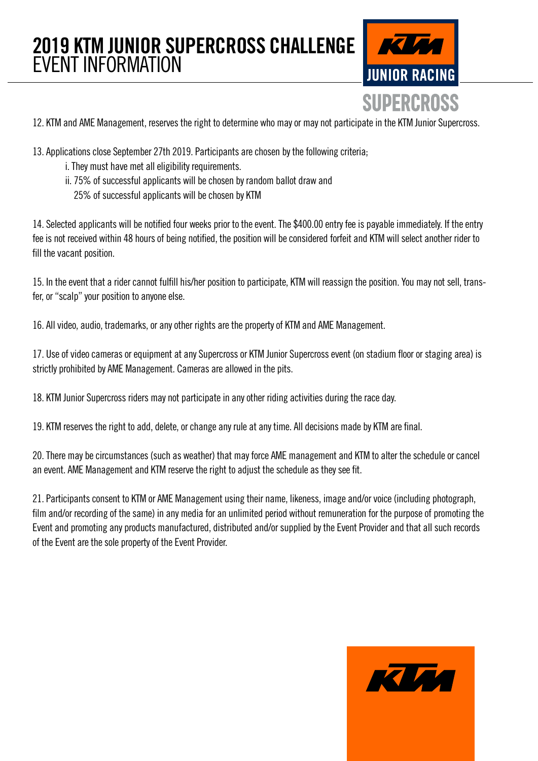# 2019 KTM JUNIOR SUPERCROSS CHALLENGE
## EVENT INFORMATION

12. KTM and AME Management, reserves the right to determine who may or may not participate in the KTM Junior Supercross.

13. Applications close September 27th 2019. Participants are chosen by the following criteria;
    i. They must have met all eligibility requirements.
    ii. 75% of successful applicants will be chosen by random ballot draw and 25% of successful applicants will be chosen by KTM

14. Selected applicants will be notified four weeks prior to the event. The $400.00 entry fee is payable immediately. If the entry fee is not received within 48 hours of being notified, the position will be considered forfeit and KTM will select another rider to fill the vacant position.

15. In the event that a rider cannot fulfill his/her position to participate, KTM will reassign the position. You may not sell, transfer, or "scalp" your position to anyone else.

16. All video, audio, trademarks, or any other rights are the property of KTM and AME Management.

17. Use of video cameras or equipment at any Supercross or KTM Junior Supercross event (on stadium floor or staging area) is strictly prohibited by AME Management. Cameras are allowed in the pits.

18. KTM Junior Supercross riders may not participate in any other riding activities during the race day.

19. KTM reserves the right to add, delete, or change any rule at any time. All decisions made by KTM are final.

20. There may be circumstances (such as weather) that may force AME management and KTM to alter the schedule or cancel an event. AME Management and KTM reserve the right to adjust the schedule as they see fit.

21. Participants consent to KTM or AME Management using their name, likeness, image and/or voice (including photograph, film and/or recording of the same) in any media for an unlimited period without remuneration for the purpose of promoting the Event and promoting any products manufactured, distributed and/or supplied by the Event Provider and that all such records of the Event are the sole property of the Event Provider.